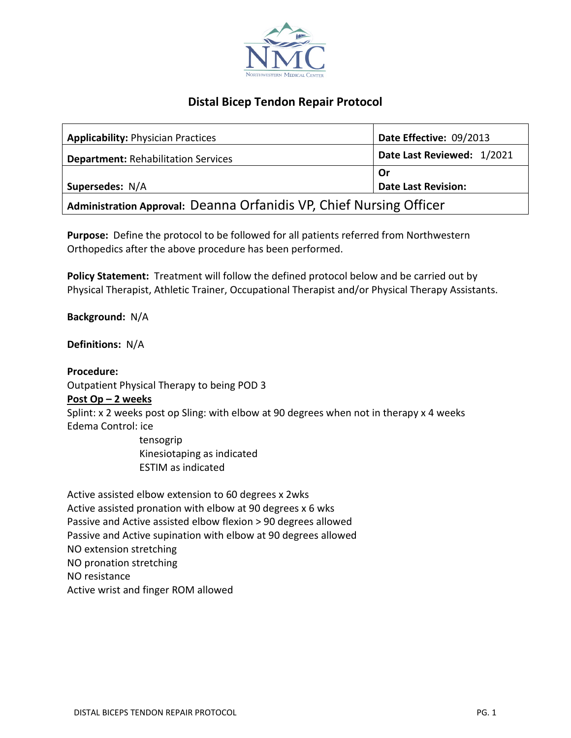# Distal Bicep Tendon Repair Protocol

| **Applicability:** Physician Practices | **Date Effective:** 09/2013 |
|---|---|
| **Department:** Rehabilitation Services | **Date Last Reviewed:** 1/2021 |
| **Supersedes:** N/A | **Or** **Date Last Revision:** |
| **Administration Approval:** Deanna Orfanidis VP, Chief Nursing Officer | |

**Purpose:** Define the protocol to be followed for all patients referred from Northwestern Orthopedics after the above procedure has been performed.

**Policy Statement:** Treatment will follow the defined protocol below and be carried out by Physical Therapist, Athletic Trainer, Occupational Therapist and/or Physical Therapy Assistants.

**Background:** N/A

**Definitions:** N/A

**Procedure:**

Outpatient Physical Therapy to being POD 3

**<u>Post Op – 2 weeks</u>**

Splint: x 2 weeks post op Sling: with elbow at 90 degrees when not in therapy x 4 weeks

Edema Control: ice
- tensogrip
- Kinesiotaping as indicated
- ESTIM as indicated

Active assisted elbow extension to 60 degrees x 2wks
Active assisted pronation with elbow at 90 degrees x 6 wks
Passive and Active assisted elbow flexion > 90 degrees allowed
Passive and Active supination with elbow at 90 degrees allowed
NO extension stretching
NO pronation stretching
NO resistance
Active wrist and finger ROM allowed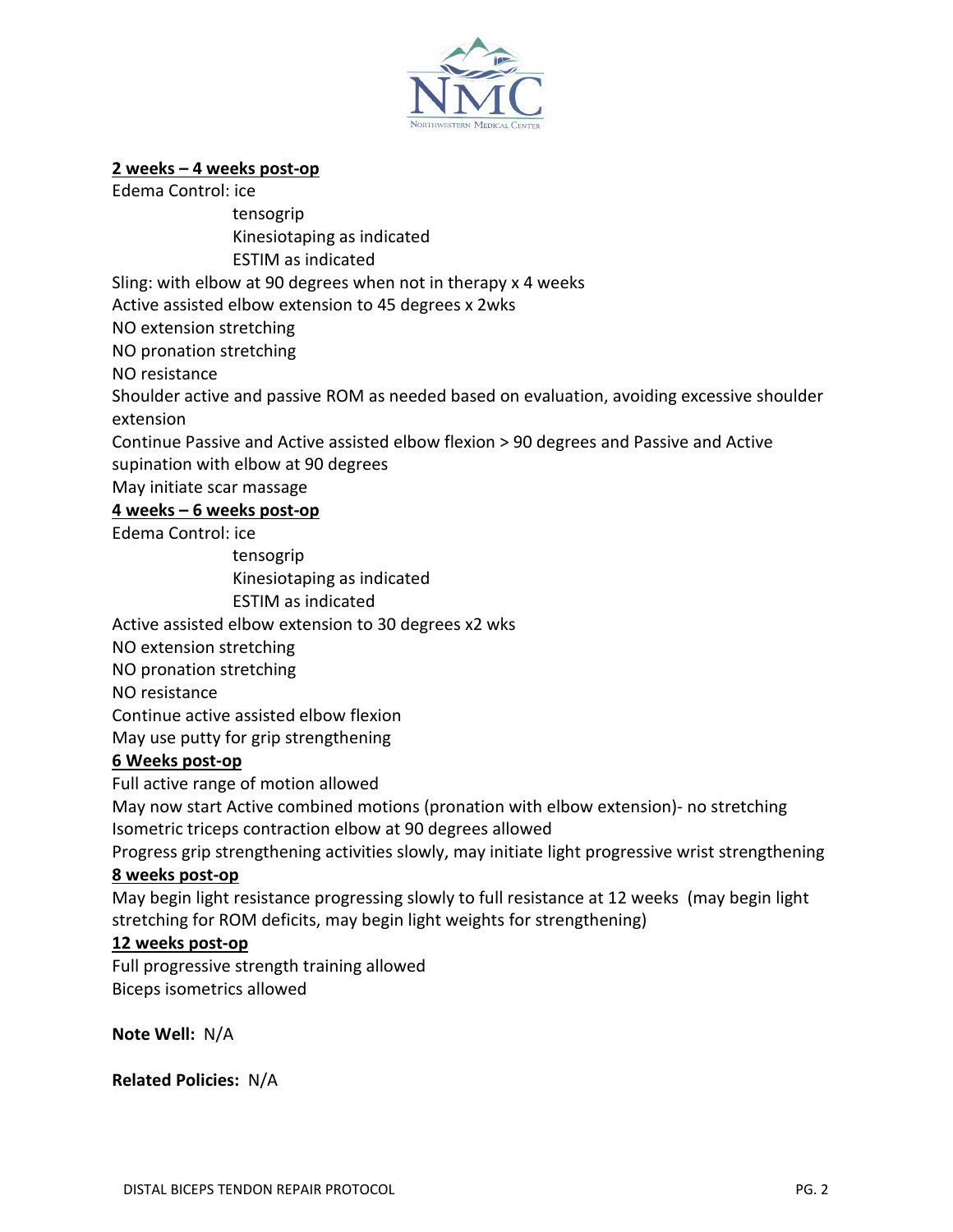**2 weeks – 4 weeks post-op**

Edema Control: ice
tensogrip
Kinesiotaping as indicated
ESTIM as indicated

Sling: with elbow at 90 degrees when not in therapy x 4 weeks

Active assisted elbow extension to 45 degrees x 2wks

NO extension stretching

NO pronation stretching

NO resistance

Shoulder active and passive ROM as needed based on evaluation, avoiding excessive shoulder extension

Continue Passive and Active assisted elbow flexion > 90 degrees and Passive and Active supination with elbow at 90 degrees

May initiate scar massage

**4 weeks – 6 weeks post-op**

Edema Control: ice
tensogrip
Kinesiotaping as indicated
ESTIM as indicated

Active assisted elbow extension to 30 degrees x2 wks

NO extension stretching

NO pronation stretching

NO resistance

Continue active assisted elbow flexion

May use putty for grip strengthening

**6 Weeks post-op**

Full active range of motion allowed

May now start Active combined motions (pronation with elbow extension)- no stretching

Isometric triceps contraction elbow at 90 degrees allowed

Progress grip strengthening activities slowly, may initiate light progressive wrist strengthening

**8 weeks post-op**

May begin light resistance progressing slowly to full resistance at 12 weeks (may begin light stretching for ROM deficits, may begin light weights for strengthening)

**12 weeks post-op**

Full progressive strength training allowed

Biceps isometrics allowed

**Note Well:** N/A

**Related Policies:** N/A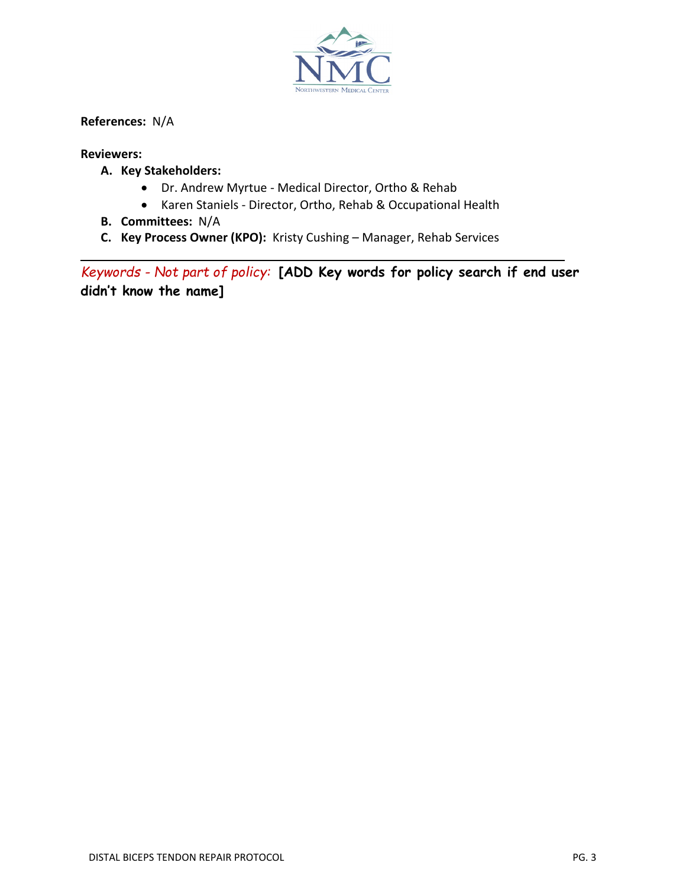**References:** N/A

**Reviewers:**

- **A. Key Stakeholders:**
  - Dr. Andrew Myrtue - Medical Director, Ortho & Rehab
  - Karen Staniels - Director, Ortho, Rehab & Occupational Health
- **B. Committees:** N/A
- **C. Key Process Owner (KPO):** Kristy Cushing – Manager, Rehab Services

---

*Keywords - Not part of policy:* **[ADD Key words for policy search if end user didn't know the name]**